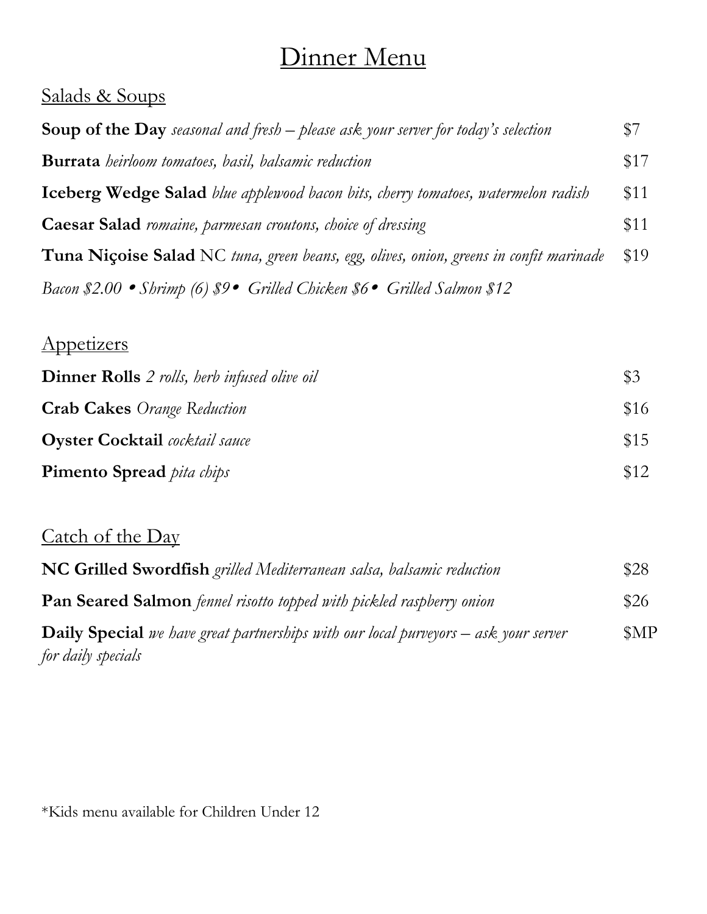# Dinner Menu

## Salads & Soups

**Soup of the Day** *seasonal and fresh – please ask your server for today's selection* $7

**Burrata** *heirloom tomatoes, basil, balsamic reduction* $17

**Iceberg Wedge Salad** *blue applewood bacon bits, cherry tomatoes, watermelon radish* $11

**Caesar Salad** *romaine, parmesan croutons, choice of dressing* $11

**Tuna Niçoise Salad** NC *tuna, green beans, egg, olives, onion, greens in confit marinade* $19

*Bacon $2.00 • Shrimp (6) $9 • Grilled Chicken $6 • Grilled Salmon $12*

## Appetizers

**Dinner Rolls** *2 rolls, herb infused olive oil* $3

**Crab Cakes** *Orange Reduction* $16

**Oyster Cocktail** *cocktail sauce* $15

**Pimento Spread** *pita chips* $12

## Catch of the Day

**NC Grilled Swordfish** *grilled Mediterranean salsa, balsamic reduction* $28

**Pan Seared Salmon** *fennel risotto topped with pickled raspberry onion* $26

**Daily Special** *we have great partnerships with our local purveyors – ask your server for daily specials* $MP

*Kids menu available for Children Under 12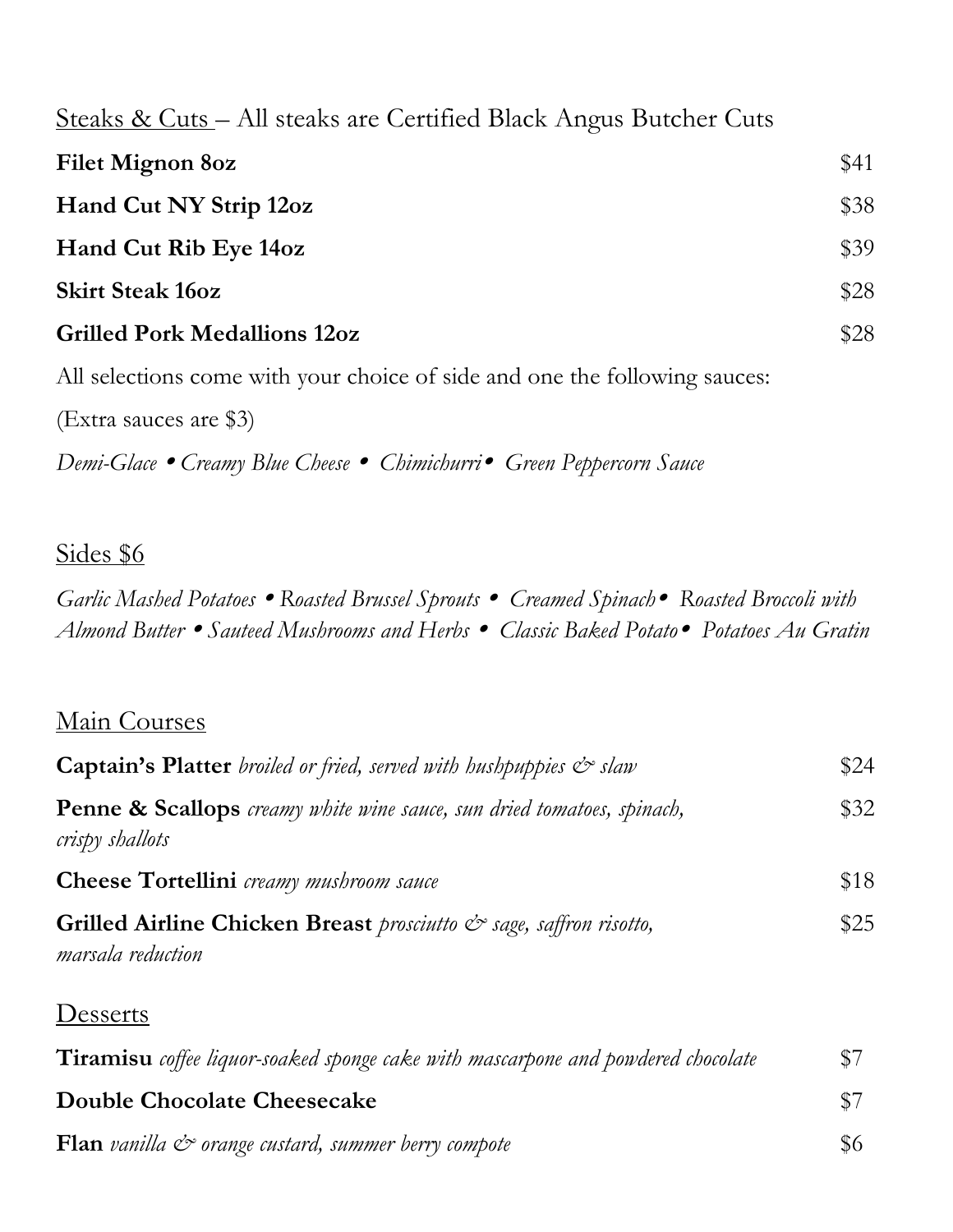## Steaks & Cuts – All steaks are Certified Black Angus Butcher Cuts

| | |
|---|---|
| **Filet Mignon 8oz** | $41 |
| **Hand Cut NY Strip 12oz** | $38 |
| **Hand Cut Rib Eye 14oz** | $39 |
| **Skirt Steak 16oz** | $28 |
| **Grilled Pork Medallions 12oz** | $28 |

All selections come with your choice of side and one the following sauces:

(Extra sauces are $3)

*Demi-Glace • Creamy Blue Cheese • Chimichurri • Green Peppercorn Sauce*

## Sides $6

*Garlic Mashed Potatoes • Roasted Brussel Sprouts • Creamed Spinach • Roasted Broccoli with Almond Butter • Sauteed Mushrooms and Herbs • Classic Baked Potato • Potatoes Au Gratin*

## Main Courses

| | |
|---|---|
| **Captain's Platter** *broiled or fried, served with hushpuppies & slaw* | $24 |
| **Penne & Scallops** *creamy white wine sauce, sun dried tomatoes, spinach, crispy shallots* | $32 |
| **Cheese Tortellini** *creamy mushroom sauce* | $18 |
| **Grilled Airline Chicken Breast** *prosciutto & sage, saffron risotto, marsala reduction* | $25 |

## Desserts

| | |
|---|---|
| **Tiramisu** *coffee liquor-soaked sponge cake with mascarpone and powdered chocolate* | $7 |
| **Double Chocolate Cheesecake** | $7 |
| **Flan** *vanilla & orange custard, summer berry compote* | $6 |